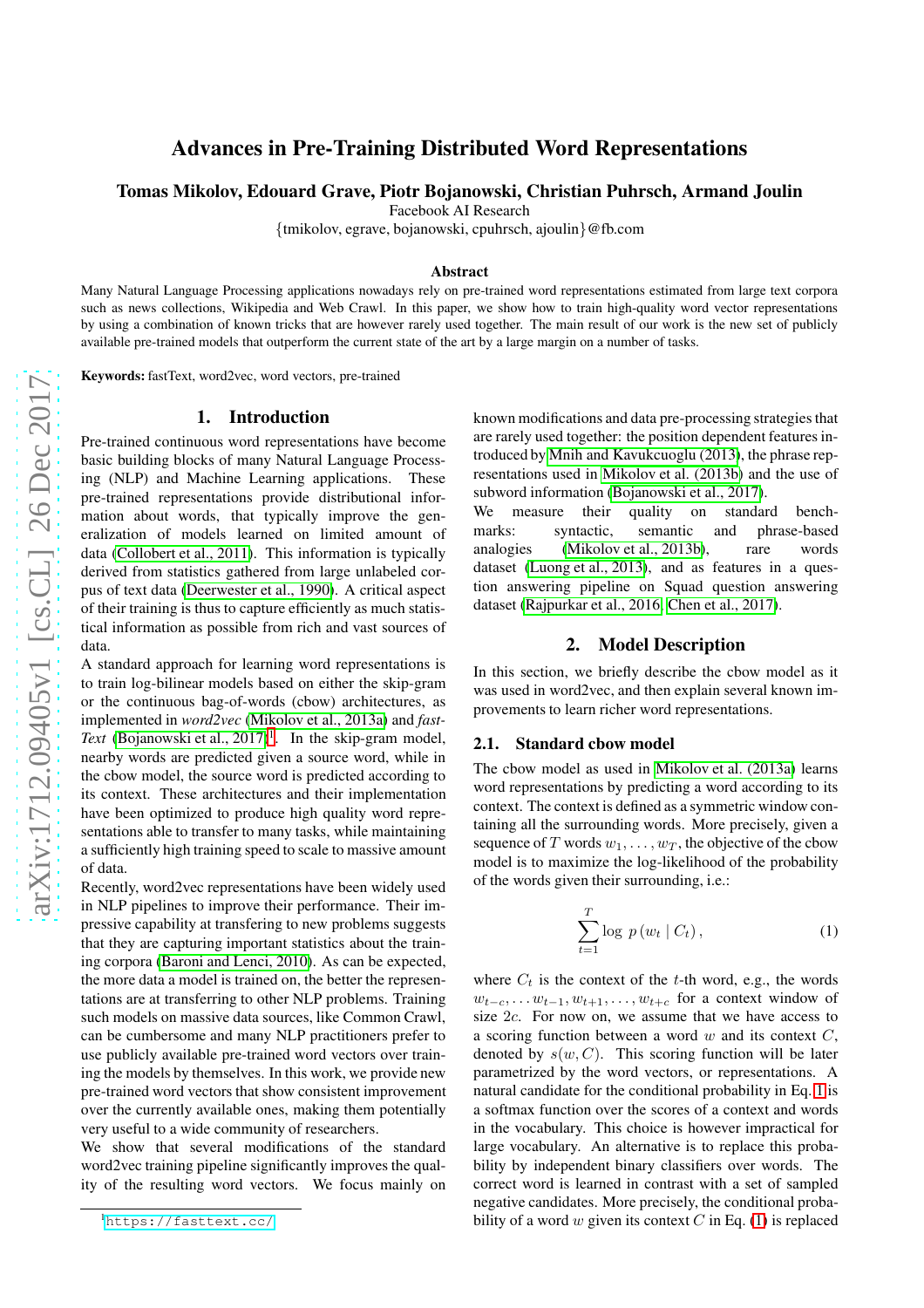# Advances in Pre-Training Distributed Word Representations

**Tomas Mikolov, Edouard Grave, Piotr Bojanowski, Christian Puhrsch, Armand Joulin**

Facebook AI Research

{tmikolov, egrave, bojanowski, cpuhrsch, ajoulin}@fb.com

### Abstract

Many Natural Language Processing applications nowadays rely on pre-trained word representations estimated from large text corpora such as news collections, Wikipedia and Web Crawl. In this paper, we show how to train high-quality word vector representations by using a combination of known tricks that are however rarely used together. The main result of our work is the new set of publicly available pre-trained models that outperform the current state of the art by a large margin on a number of tasks.

**Keywords:** fastText, word2vec, word vectors, pre-trained

## 1. Introduction

Pre-trained continuous word representations have become basic building blocks of many Natural Language Processing (NLP) and Machine Learning applications. These pre-trained representations provide distributional information about words, that typically improve the generalization of models learned on limited amount of data (Collobert et al., 2011). This information is typically derived from statistics gathered from large unlabeled corpus of text data (Deerwester et al., 1990). A critical aspect of their training is thus to capture efficiently as much statistical information as possible from rich and vast sources of data.

A standard approach for learning word representations is to train log-bilinear models based on either the skip-gram or the continuous bag-of-words (cbow) architectures, as implemented in *word2vec* (Mikolov et al., 2013a) and *fastText* (Bojanowski et al., 2017)[1]. In the skip-gram model, nearby words are predicted given a source word, while in the cbow model, the source word is predicted according to its context. These architectures and their implementation have been optimized to produce high quality word representations able to transfer to many tasks, while maintaining a sufficiently high training speed to scale to massive amount of data.

Recently, word2vec representations have been widely used in NLP pipelines to improve their performance. Their impressive capability at transfering to new problems suggests that they are capturing important statistics about the training corpora (Baroni and Lenci, 2010). As can be expected, the more data a model is trained on, the better the representations are at transferring to other NLP problems. Training such models on massive data sources, like Common Crawl, can be cumbersome and many NLP practitioners prefer to use publicly available pre-trained word vectors over training the models by themselves. In this work, we provide new pre-trained word vectors that show consistent improvement over the currently available ones, making them potentially very useful to a wide community of researchers.

We show that several modifications of the standard word2vec training pipeline significantly improves the quality of the resulting word vectors. We focus mainly on known modifications and data pre-processing strategies that are rarely used together: the position dependent features introduced by Mnih and Kavukcuoglu (2013), the phrase representations used in Mikolov et al. (2013b) and the use of subword information (Bojanowski et al., 2017).

We measure their quality on standard benchmarks: syntactic, semantic and phrase-based analogies (Mikolov et al., 2013b), rare words dataset (Luong et al., 2013), and as features in a question answering pipeline on Squad question answering dataset (Rajpurkar et al., 2016; Chen et al., 2017).

## 2. Model Description

In this section, we briefly describe the cbow model as it was used in word2vec, and then explain several known improvements to learn richer word representations.

### 2.1. Standard cbow model

The cbow model as used in Mikolov et al. (2013a) learns word representations by predicting a word according to its context. The context is defined as a symmetric window containing all the surrounding words. More precisely, given a sequence of $T$ words $w_1, \ldots, w_T$, the objective of the cbow model is to maximize the log-likelihood of the probability of the words given their surrounding, i.e.:

$$\sum_{t=1}^{T} \log\ p\left(w_t \mid C_t\right), \tag{1}$$

where $C_t$ is the context of the $t$-th word, e.g., the words $w_{t-c}, \ldots w_{t-1}, w_{t+1}, \ldots, w_{t+c}$ for a context window of size $2c$. For now on, we assume that we have access to a scoring function between a word $w$ and its context $C$, denoted by $s(w, C)$. This scoring function will be later parametrized by the word vectors, or representations. A natural candidate for the conditional probability in Eq. 1 is a softmax function over the scores of a context and words in the vocabulary. This choice is however impractical for large vocabulary. An alternative is to replace this probability by independent binary classifiers over words. The correct word is learned in contrast with a set of sampled negative candidates. More precisely, the conditional probability of a word $w$ given its context $C$ in Eq. (1) is replaced

[1] https://fasttext.cc/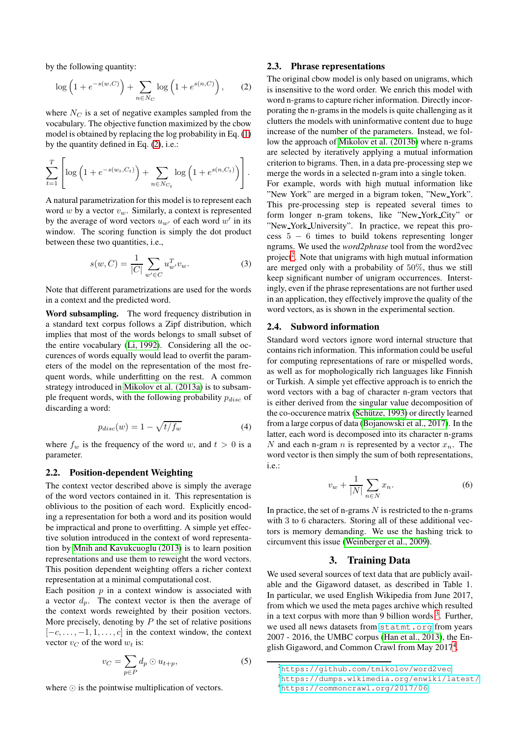by the following quantity:

$$\log\left(1 + e^{-s(w,C)}\right) + \sum_{n \in N_C} \log\left(1 + e^{s(n,C)}\right), \tag{2}$$

where $N_C$ is a set of negative examples sampled from the vocabulary. The objective function maximized by the cbow model is obtained by replacing the log probability in Eq. (1) by the quantity defined in Eq. (2), i.e.:

$$\sum_{t=1}^{T} \left[ \log\left(1 + e^{-s(w_t,C_t)}\right) + \sum_{n \in N_{C_t}} \log\left(1 + e^{s(n,C_t)}\right) \right].$$

A natural parametrization for this model is to represent each word $w$ by a vector $v_w$. Similarly, a context is represented by the average of word vectors $u_{w'}$ of each word $w'$ in its window. The scoring function is simply the dot product between these two quantities, i.e.,

$$s(w, C) = \frac{1}{|C|} \sum_{w' \in C} u_{w'}^T v_w. \tag{3}$$

Note that different parametrizations are used for the words in a context and the predicted word.

**Word subsampling.** The word frequency distribution in a standard text corpus follows a Zipf distribution, which implies that most of the words belongs to small subset of the entire vocabulary (Li, 1992). Considering all the occurences of words equally would lead to overfit the parameters of the model on the representation of the most frequent words, while underfitting on the rest. A common strategy introduced in Mikolov et al. (2013a) is to subsample frequent words, with the following probability $p_{disc}$ of discarding a word:

$$p_{disc}(w) = 1 - \sqrt{t/f_w} \tag{4}$$

where $f_w$ is the frequency of the word $w$, and $t > 0$ is a parameter.

### 2.2. Position-dependent Weighting

The context vector described above is simply the average of the word vectors contained in it. This representation is oblivious to the position of each word. Explicitly encoding a representation for both a word and its position would be impractical and prone to overfitting. A simple yet effective solution introduced in the context of word representation by Mnih and Kavukcuoglu (2013) is to learn position representations and use them to reweight the word vectors. This position dependent weighting offers a richer context representation at a minimal computational cost.

Each position $p$ in a context window is associated with a vector $d_p$. The context vector is then the average of the context words reweighted by their position vectors. More precisely, denoting by $P$ the set of relative positions $[-c, \ldots, -1, 1, \ldots, c]$ in the context window, the context vector $v_C$ of the word $w_t$ is:

$$v_C = \sum_{p \in P} d_p \odot u_{t+p}, \tag{5}$$

where $\odot$ is the pointwise multiplication of vectors.

### 2.3. Phrase representations

The original cbow model is only based on unigrams, which is insensitive to the word order. We enrich this model with word n-grams to capture richer information. Directly incorporating the n-grams in the models is quite challenging as it clutters the models with uninformative content due to huge increase of the number of the parameters. Instead, we follow the approach of Mikolov et al. (2013b) where n-grams are selected by iteratively applying a mutual information criterion to bigrams. Then, in a data pre-processing step we merge the words in a selected n-gram into a single token.

For example, words with high mutual information like "New York" are merged in a bigram token, "New_York". This pre-processing step is repeated several times to form longer n-gram tokens, like "New_York_City" or "New_York_University". In practice, we repeat this process $5 - 6$ times to build tokens representing longer ngrams. We used the *word2phrase* tool from the word2vec project[2]. Note that unigrams with high mutual information are merged only with a probability of 50%, thus we still keep significant number of unigram occurences. Interstingly, even if the phrase representations are not further used in an application, they effectively improve the quality of the word vectors, as is shown in the experimental section.

### 2.4. Subword information

Standard word vectors ignore word internal structure that contains rich information. This information could be useful for computing representations of rare or mispelled words, as well as for mophologically rich languages like Finnish or Turkish. A simple yet effective approach is to enrich the word vectors with a bag of character n-gram vectors that is either derived from the singular value decomposition of the co-occurence matrix (Schütze, 1993) or directly learned from a large corpus of data (Bojanowski et al., 2017). In the latter, each word is decomposed into its character n-grams $N$ and each n-gram $n$ is represented by a vector $x_n$. The word vector is then simply the sum of both representations, i.e.:

$$v_w + \frac{1}{|N|} \sum_{n \in N} x_n. \tag{6}$$

In practice, the set of n-grams $N$ is restricted to the n-grams with 3 to 6 characters. Storing all of these additional vectors is memory demanding. We use the hashing trick to circumvent this issue (Weinberger et al., 2009).

## 3. Training Data

We used several sources of text data that are publicly available and the Gigaword dataset, as described in Table 1. In particular, we used English Wikipedia from June 2017, from which we used the meta pages archive which resulted in a text corpus with more than 9 billion words [3]. Further, we used all news datasets from `statmt.org` from years 2007 - 2016, the UMBC corpus (Han et al., 2013), the English Gigaword, and Common Crawl from May 2017[4].

[2] https://github.com/tmikolov/word2vec

[3] https://dumps.wikimedia.org/enwiki/latest/

[4] https://commoncrawl.org/2017/06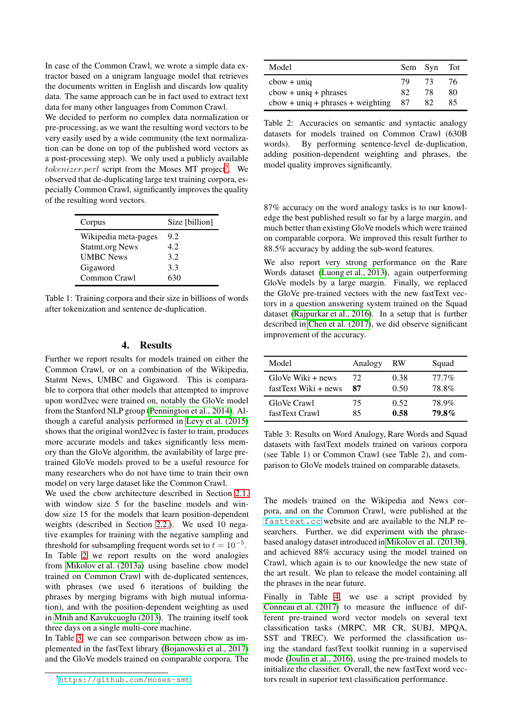In case of the Common Crawl, we wrote a simple data extractor based on a unigram language model that retrieves the documents written in English and discards low quality data. The same approach can be in fact used to extract text data for many other languages from Common Crawl.

We decided to perform no complex data normalization or pre-processing, as we want the resulting word vectors to be very easily used by a wide community (the text normalization can be done on top of the published word vectors as a post-processing step). We only used a publicly available *tokenizer.perl* script from the Moses MT project[5]. We observed that de-duplicating large text training corpora, especially Common Crawl, significantly improves the quality of the resulting word vectors.

| Corpus | Size [billion] |
|---|---|
| Wikipedia meta-pages | 9.2 |
| Statmt.org News | 4.2 |
| UMBC News | 3.2 |
| Gigaword | 3.3 |
| Common Crawl | 630 |

Table 1: Training corpora and their size in billions of words after tokenization and sentence de-duplication.

## 4. Results

Further we report results for models trained on either the Common Crawl, or on a combination of the Wikipedia, Statmt News, UMBC and Gigaword. This is comparable to corpora that other models that attempted to improve upon word2vec were trained on, notably the GloVe model from the Stanford NLP group (Pennington et al., 2014). Although a careful analysis performed in Levy et al. (2015) shows that the original word2vec is faster to train, produces more accurate models and takes significantly less memory than the GloVe algorithm, the availability of large pre-trained GloVe models proved to be a useful resource for many researchers who do not have time to train their own model on very large dataset like the Common Crawl.

We used the cbow architecture described in Section 2.1. with window size 5 for the baseline models and window size 15 for the models that learn position-dependent weights (described in Section 2.2.). We used 10 negative examples for training with the negative sampling and threshold for subsampling frequent words was set to $t = 10^{-5}$.

In Table 2 we report results on the word analogies from Mikolov et al. (2013a) using baseline cbow model trained on Common Crawl with de-duplicated sentences, with phrases (we used 6 iterations of building the phrases by merging bigrams with high mutual information), and with the position-dependent weighting as used in Mnih and Kavukcuoglu (2013). The training itself took three days on a single multi-core machine.

In Table 3 we can see comparison between cbow as implemented in the fastText library (Bojanowski et al., 2017) and the GloVe models trained on comparable corpora. The

[5] https://github.com/moses-smt

| Model | Sem | Syn | Tot |
|---|---|---|---|
| cbow + uniq | 79 | 73 | 76 |
| cbow + uniq + phrases | 82 | 78 | 80 |
| cbow + uniq + phrases + weighting | 87 | 82 | 85 |

Table 2: Accuracies on semantic and syntactic analogy datasets for models trained on Common Crawl (630B words). By performing sentence-level de-duplication, adding position-dependent weighting and phrases, the model quality improves significantly.

87% accuracy on the word analogy tasks is to our knowledge the best published result so far by a large margin, and much better than existing GloVe models which were trained on comparable corpora. We improved this result further to 88.5% accuracy by adding the sub-word features.

We also report very strong performance on the Rare Words dataset (Luong et al., 2013), again outperforming GloVe models by a large margin. Finally, we replaced the GloVe pre-trained vectors with the new fastText vectors in a question answering system trained on the Squad dataset (Rajpurkar et al., 2016). In a setup that is further described in Chen et al. (2017), we did observe significant improvement of the accuracy.

| Model | Analogy | RW | Squad |
|---|---|---|---|
| GloVe Wiki + news | 72 | 0.38 | 77.7% |
| fastText Wiki + news | **87** | 0.50 | 78.8% |
| GloVe Crawl | 75 | 0.52 | 78.9% |
| fastText Crawl | 85 | **0.58** | **79.8%** |

Table 3: Results on Word Analogy, Rare Words and Squad datasets with fastText models trained on various corpora (see Table 1) or Common Crawl (see Table 2), and comparison to GloVe models trained on comparable datasets.

The models trained on the Wikipedia and News corpora, and on the Common Crawl, were published at the `fasttext.cc` website and are available to the NLP researchers. Further, we did experiment with the phrase-based analogy dataset introduced in Mikolov et al. (2013b), and achieved 88% accuracy using the model trained on Crawl, which again is to our knowledge the new state of the art result. We plan to release the model containing all the phrases in the near future.

Finally in Table 4, we use a script provided by Conneau et al. (2017) to measure the influence of different pre-trained word vector models on several text classification tasks (MRPC, MR CR, SUBJ, MPQA, SST and TREC). We performed the classification using the standard fastText toolkit running in a supervised mode (Joulin et al., 2016), using the pre-trained models to initialize the classifier. Overall, the new fastText word vectors result in superior text classification performance.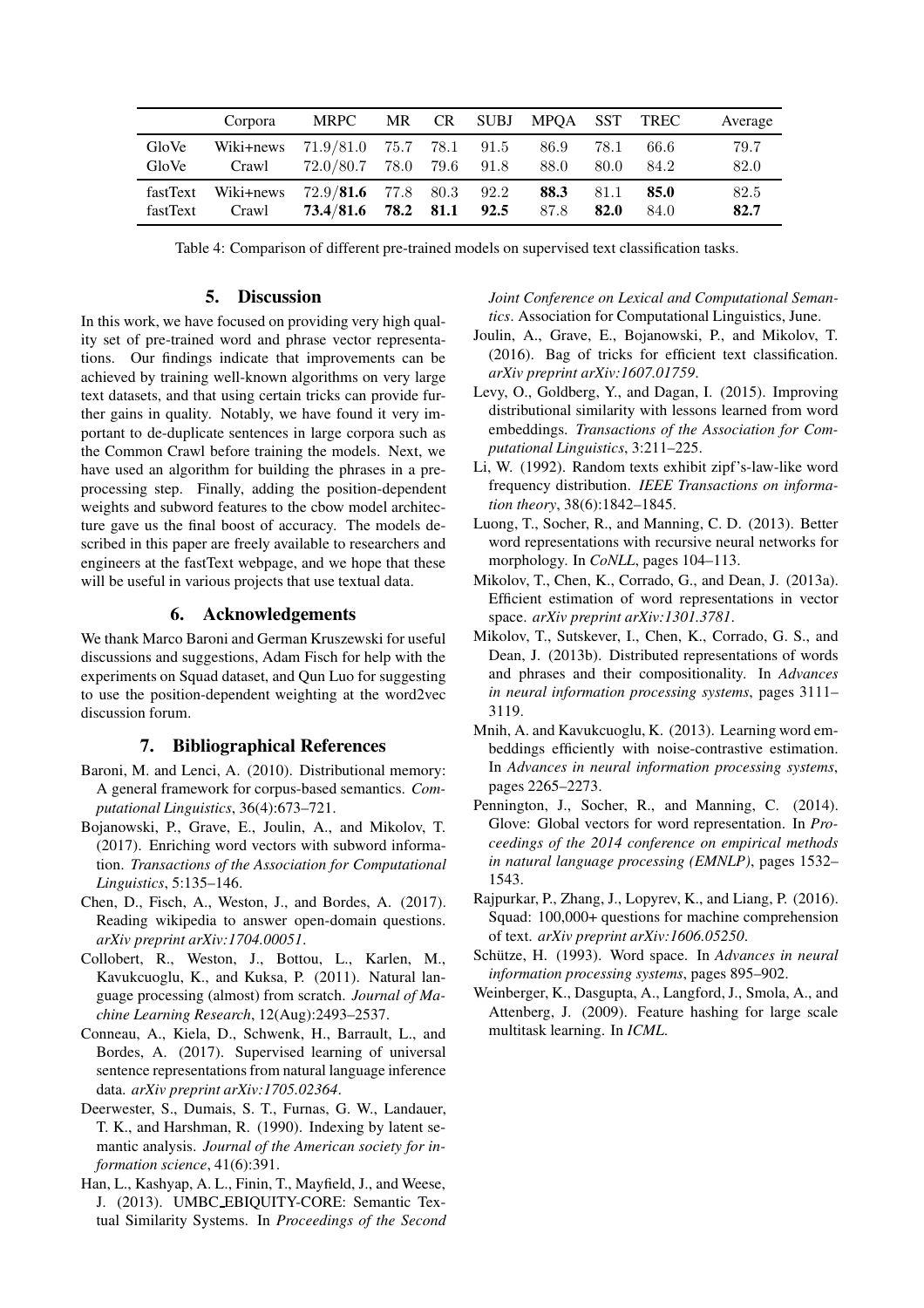| | Corpora | MRPC | MR | CR | SUBJ | MPQA | SST | TREC | Average |
|---|---|---|---|---|---|---|---|---|---|
| GloVe | Wiki+news | 71.9/81.0 | 75.7 | 78.1 | 91.5 | 86.9 | 78.1 | 66.6 | 79.7 |
| GloVe | Crawl | 72.0/80.7 | 78.0 | 79.6 | 91.8 | 88.0 | 80.0 | 84.2 | 82.0 |
| fastText | Wiki+news | 72.9/**81.6** | 77.8 | 80.3 | 92.2 | **88.3** | 81.1 | **85.0** | 82.5 |
| fastText | Crawl | **73.4**/**81.6** | **78.2** | **81.1** | **92.5** | 87.8 | **82.0** | 84.0 | **82.7** |

Table 4: Comparison of different pre-trained models on supervised text classification tasks.

## 5. Discussion

In this work, we have focused on providing very high quality set of pre-trained word and phrase vector representations. Our findings indicate that improvements can be achieved by training well-known algorithms on very large text datasets, and that using certain tricks can provide further gains in quality. Notably, we have found it very important to de-duplicate sentences in large corpora such as the Common Crawl before training the models. Next, we have used an algorithm for building the phrases in a preprocessing step. Finally, adding the position-dependent weights and subword features to the cbow model architecture gave us the final boost of accuracy. The models described in this paper are freely available to researchers and engineers at the fastText webpage, and we hope that these will be useful in various projects that use textual data.

## 6. Acknowledgements

We thank Marco Baroni and German Kruszewski for useful discussions and suggestions, Adam Fisch for help with the experiments on Squad dataset, and Qun Luo for suggesting to use the position-dependent weighting at the word2vec discussion forum.

## 7. Bibliographical References

Baroni, M. and Lenci, A. (2010). Distributional memory: A general framework for corpus-based semantics. *Computational Linguistics*, 36(4):673–721.

Bojanowski, P., Grave, E., Joulin, A., and Mikolov, T. (2017). Enriching word vectors with subword information. *Transactions of the Association for Computational Linguistics*, 5:135–146.

Chen, D., Fisch, A., Weston, J., and Bordes, A. (2017). Reading wikipedia to answer open-domain questions. *arXiv preprint arXiv:1704.00051*.

Collobert, R., Weston, J., Bottou, L., Karlen, M., Kavukcuoglu, K., and Kuksa, P. (2011). Natural language processing (almost) from scratch. *Journal of Machine Learning Research*, 12(Aug):2493–2537.

Conneau, A., Kiela, D., Schwenk, H., Barrault, L., and Bordes, A. (2017). Supervised learning of universal sentence representations from natural language inference data. *arXiv preprint arXiv:1705.02364*.

Deerwester, S., Dumais, S. T., Furnas, G. W., Landauer, T. K., and Harshman, R. (1990). Indexing by latent semantic analysis. *Journal of the American society for information science*, 41(6):391.

Han, L., Kashyap, A. L., Finin, T., Mayfield, J., and Weese, J. (2013). UMBC_EBIQUITY-CORE: Semantic Textual Similarity Systems. In *Proceedings of the Second Joint Conference on Lexical and Computational Semantics*. Association for Computational Linguistics, June.

Joulin, A., Grave, E., Bojanowski, P., and Mikolov, T. (2016). Bag of tricks for efficient text classification. *arXiv preprint arXiv:1607.01759*.

Levy, O., Goldberg, Y., and Dagan, I. (2015). Improving distributional similarity with lessons learned from word embeddings. *Transactions of the Association for Computational Linguistics*, 3:211–225.

Li, W. (1992). Random texts exhibit zipf's-law-like word frequency distribution. *IEEE Transactions on information theory*, 38(6):1842–1845.

Luong, T., Socher, R., and Manning, C. D. (2013). Better word representations with recursive neural networks for morphology. In *CoNLL*, pages 104–113.

Mikolov, T., Chen, K., Corrado, G., and Dean, J. (2013a). Efficient estimation of word representations in vector space. *arXiv preprint arXiv:1301.3781*.

Mikolov, T., Sutskever, I., Chen, K., Corrado, G. S., and Dean, J. (2013b). Distributed representations of words and phrases and their compositionality. In *Advances in neural information processing systems*, pages 3111–3119.

Mnih, A. and Kavukcuoglu, K. (2013). Learning word embeddings efficiently with noise-contrastive estimation. In *Advances in neural information processing systems*, pages 2265–2273.

Pennington, J., Socher, R., and Manning, C. (2014). Glove: Global vectors for word representation. In *Proceedings of the 2014 conference on empirical methods in natural language processing (EMNLP)*, pages 1532–1543.

Rajpurkar, P., Zhang, J., Lopyrev, K., and Liang, P. (2016). Squad: 100,000+ questions for machine comprehension of text. *arXiv preprint arXiv:1606.05250*.

Schütze, H. (1993). Word space. In *Advances in neural information processing systems*, pages 895–902.

Weinberger, K., Dasgupta, A., Langford, J., Smola, A., and Attenberg, J. (2009). Feature hashing for large scale multitask learning. In *ICML*.